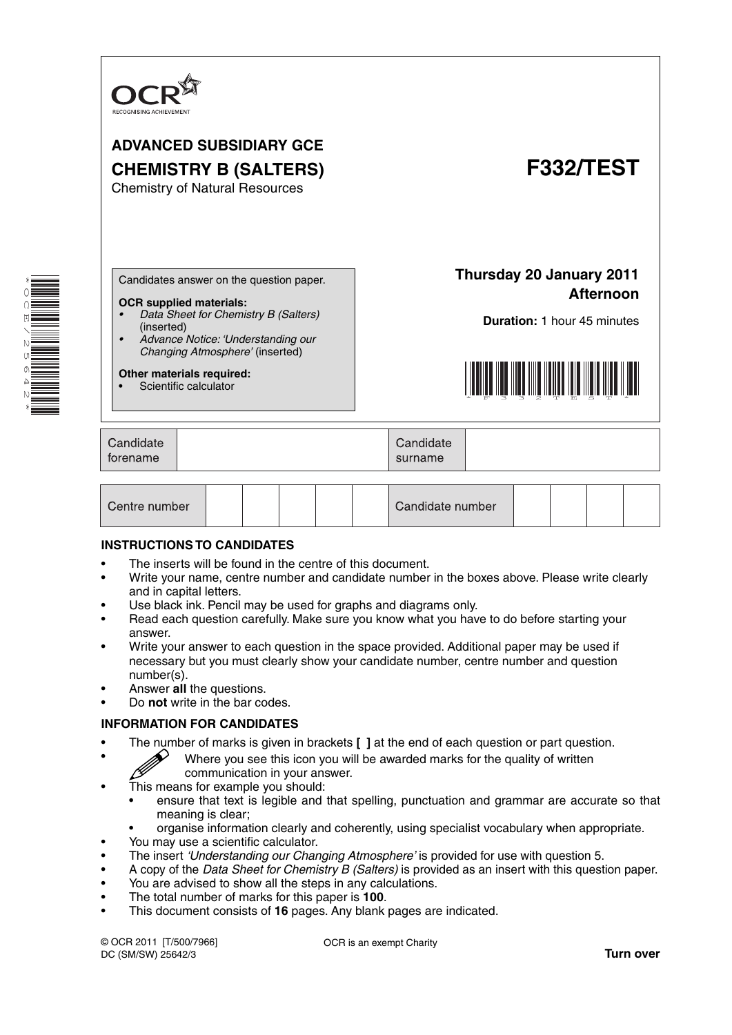OCR
RECOGNISING ACHIEVEMENT

**ADVANCED SUBSIDIARY GCE**

**CHEMISTRY B (SALTERS)**

Chemistry of Natural Resources

# F332/TEST

Candidates answer on the question paper.

**OCR supplied materials:**

- *Data Sheet for Chemistry B (Salters)* (inserted)
- *Advance Notice: 'Understanding our Changing Atmosphere'* (inserted)

**Other materials required:**

- Scientific calculator

**Thursday 20 January 2011**
**Afternoon**

**Duration:** 1 hour 45 minutes

| Candidate forename | | Candidate surname | |
|---|---|---|---|

| Centre number | | | | | | Candidate number | | | | |
|---|---|---|---|---|---|---|---|---|---|---|

**INSTRUCTIONS TO CANDIDATES**

- The inserts will be found in the centre of this document.
- Write your name, centre number and candidate number in the boxes above. Please write clearly and in capital letters.
- Use black ink. Pencil may be used for graphs and diagrams only.
- Read each question carefully. Make sure you know what you have to do before starting your answer.
- Write your answer to each question in the space provided. Additional paper may be used if necessary but you must clearly show your candidate number, centre number and question number(s).
- Answer **all** the questions.
- Do **not** write in the bar codes.

**INFORMATION FOR CANDIDATES**

- The number of marks is given in brackets **[ ]** at the end of each question or part question.
- Where you see this icon you will be awarded marks for the quality of written communication in your answer.
- This means for example you should:
  - ensure that text is legible and that spelling, punctuation and grammar are accurate so that meaning is clear;
  - organise information clearly and coherently, using specialist vocabulary when appropriate.
- You may use a scientific calculator.
- The insert *'Understanding our Changing Atmosphere'* is provided for use with question 5.
- A copy of the *Data Sheet for Chemistry B (Salters)* is provided as an insert with this question paper.
- You are advised to show all the steps in any calculations.
- The total number of marks for this paper is **100**.
- This document consists of **16** pages. Any blank pages are indicated.

© OCR 2011 [T/500/7966]
DC (SM/SW) 25642/3

OCR is an exempt Charity

**Turn over**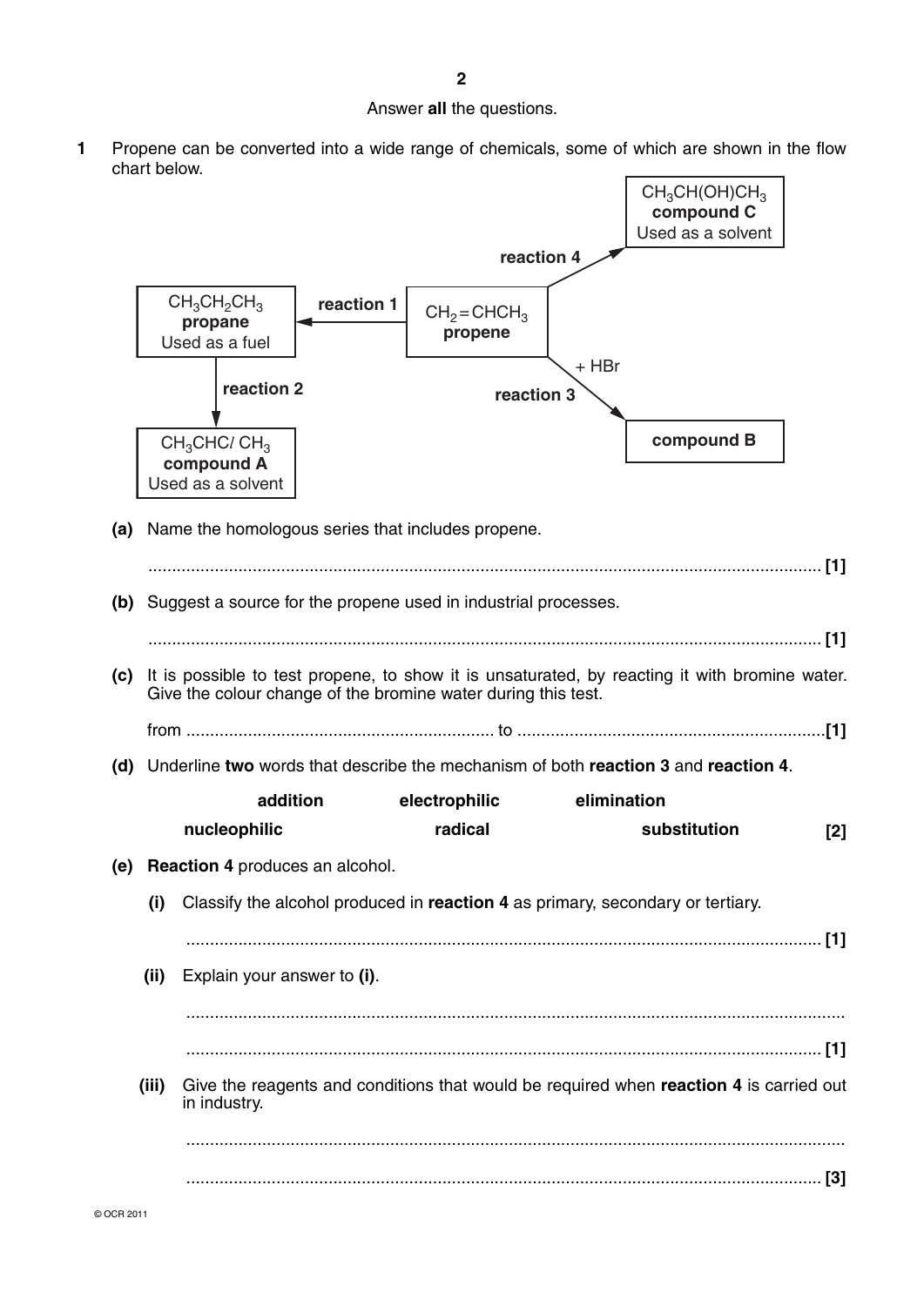Answer **all** the questions.

**1** Propene can be converted into a wide range of chemicals, some of which are shown in the flow chart below.

- $CH_2=CHCH_3$ **propene** → **reaction 1** → $CH_3CH_2CH_3$ **propane** Used as a fuel
- $CH_3CH_2CH_3$ **propane** → **reaction 2** → $CH_3CHClCH_3$ **compound A** Used as a solvent
- $CH_2=CHCH_3$ **propene** → **reaction 3** (+ HBr) → **compound B**
- $CH_2=CHCH_3$ **propene** → **reaction 4** → $CH_3CH(OH)CH_3$ **compound C** Used as a solvent

**(a)** Name the homologous series that includes propene.

............................................................................................................................................. **[1]**

**(b)** Suggest a source for the propene used in industrial processes.

............................................................................................................................................. **[1]**

**(c)** It is possible to test propene, to show it is unsaturated, by reacting it with bromine water. Give the colour change of the bromine water during this test.

from ................................................................. to .................................................................**[1]**

**(d)** Underline **two** words that describe the mechanism of both **reaction 3** and **reaction 4**.

| **addition** | **electrophilic** | **elimination** |
|---|---|---|
| **nucleophilic** | **radical** | **substitution** |

**[2]**

**(e)** **Reaction 4** produces an alcohol.

**(i)** Classify the alcohol produced in **reaction 4** as primary, secondary or tertiary.

...................................................................................................................................... **[1]**

**(ii)** Explain your answer to **(i)**.

..........................................................................................................................................

...................................................................................................................................... **[1]**

**(iii)** Give the reagents and conditions that would be required when **reaction 4** is carried out in industry.

..........................................................................................................................................

...................................................................................................................................... **[3]**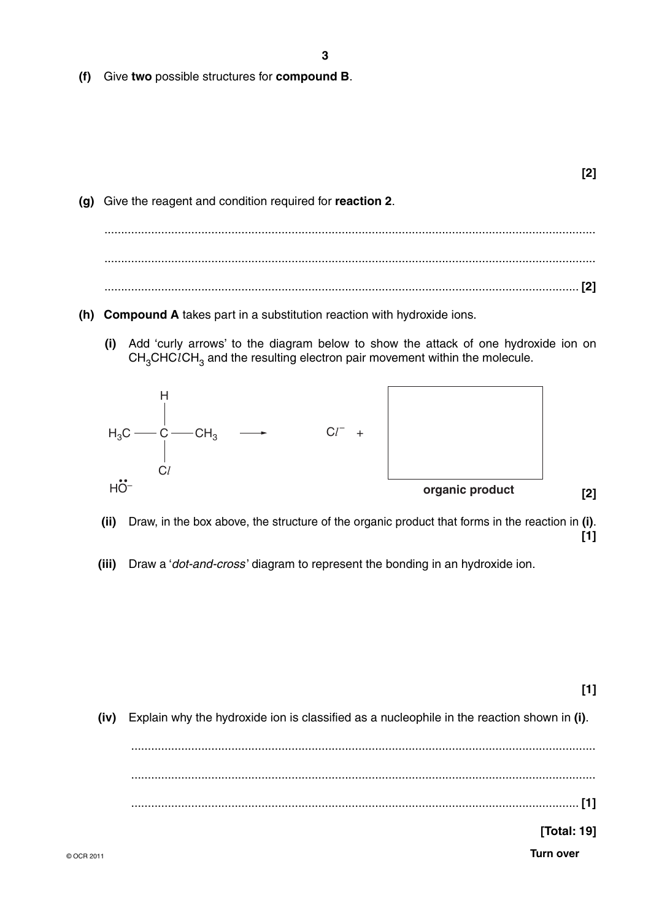**(f)** Give **two** possible structures for **compound B**.

**[2]**

**(g)** Give the reagent and condition required for **reaction 2**.

..........................................................................................................................................

..........................................................................................................................................

.................................................................................................................................... **[2]**

**(h)** **Compound A** takes part in a substitution reaction with hydroxide ions.

**(i)** Add 'curly arrows' to the diagram below to show the attack of one hydroxide ion on $CH_3CHClCH_3$ and the resulting electron pair movement within the molecule.

$$\begin{array}{c} H \\ | \\ H_3C - C - CH_3 \\ | \\ Cl \end{array} \longrightarrow Cl^- + \boxed{\phantom{organic product}}$$

$H\ddot{O}^-$

organic product **[2]**

**(ii)** Draw, in the box above, the structure of the organic product that forms in the reaction in **(i)**. **[1]**

**(iii)** Draw a '*dot-and-cross*' diagram to represent the bonding in an hydroxide ion.

**[1]**

**(iv)** Explain why the hydroxide ion is classified as a nucleophile in the reaction shown in **(i)**.

..........................................................................................................................................

..........................................................................................................................................

.................................................................................................................................... **[1]**

**[Total: 19]**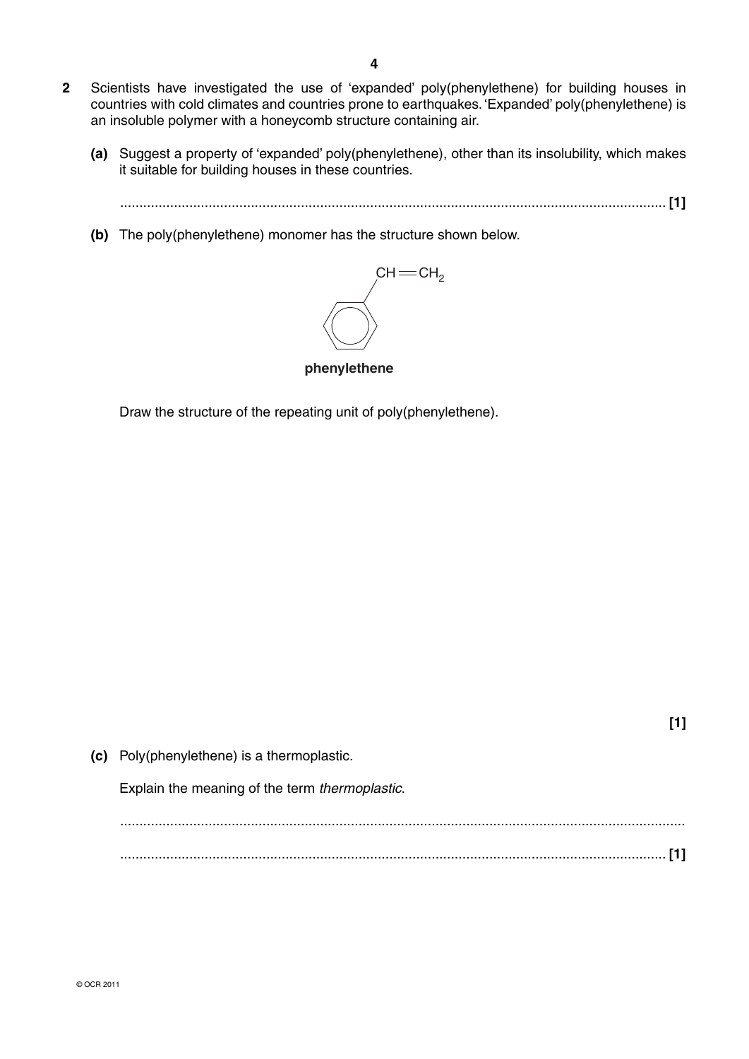**2** Scientists have investigated the use of 'expanded' poly(phenylethene) for building houses in countries with cold climates and countries prone to earthquakes. 'Expanded' poly(phenylethene) is an insoluble polymer with a honeycomb structure containing air.

**(a)** Suggest a property of 'expanded' poly(phenylethene), other than its insolubility, which makes it suitable for building houses in these countries.

............................................................................................................................................. **[1]**

**(b)** The poly(phenylethene) monomer has the structure shown below.

$CH{=}CH_2$ attached to a benzene ring

**phenylethene**

Draw the structure of the repeating unit of poly(phenylethene).

**[1]**

**(c)** Poly(phenylethene) is a thermoplastic.

Explain the meaning of the term *thermoplastic*.

.................................................................................................................................................

............................................................................................................................................. **[1]**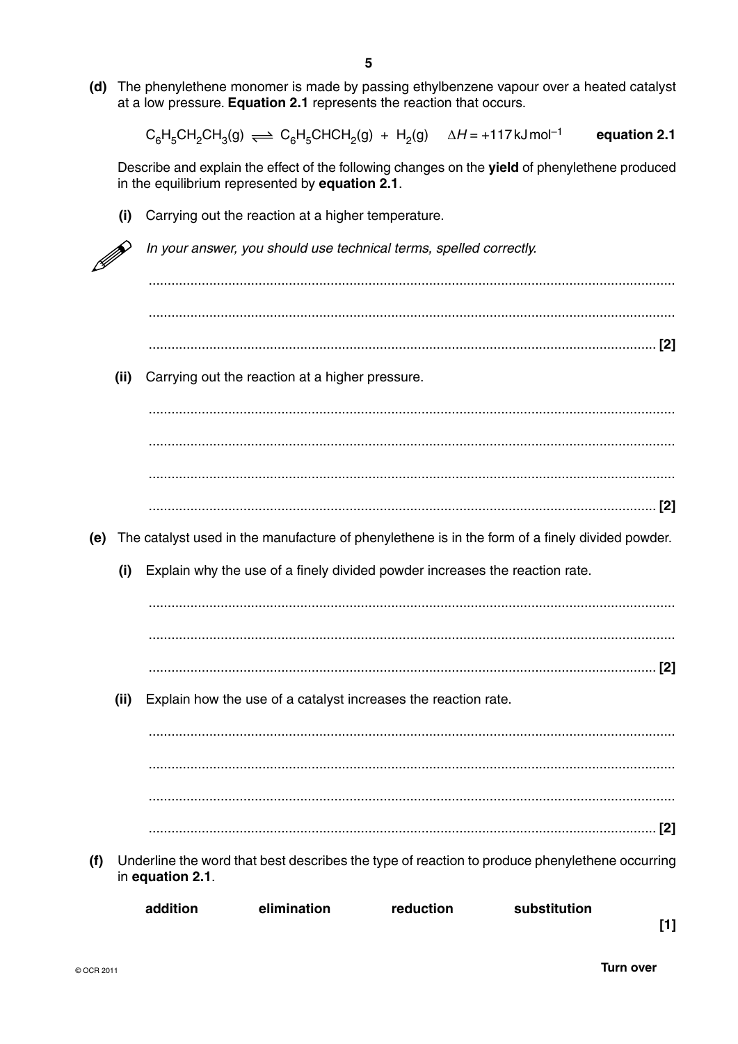**(d)** The phenylethene monomer is made by passing ethylbenzene vapour over a heated catalyst at a low pressure. **Equation 2.1** represents the reaction that occurs.

$$C_6H_5CH_2CH_3(g) \rightleftharpoons C_6H_5CHCH_2(g) + H_2(g) \quad \Delta H = +117\,kJ\,mol^{-1} \qquad \textbf{equation 2.1}$$

Describe and explain the effect of the following changes on the **yield** of phenylethene produced in the equilibrium represented by **equation 2.1**.

**(i)** Carrying out the reaction at a higher temperature.

*In your answer, you should use technical terms, spelled correctly.*

..........................................................................................................................................

..........................................................................................................................................

.................................................................................................................................... **[2]**

**(ii)** Carrying out the reaction at a higher pressure.

..........................................................................................................................................

..........................................................................................................................................

..........................................................................................................................................

.................................................................................................................................... **[2]**

**(e)** The catalyst used in the manufacture of phenylethene is in the form of a finely divided powder.

**(i)** Explain why the use of a finely divided powder increases the reaction rate.

..........................................................................................................................................

..........................................................................................................................................

.................................................................................................................................... **[2]**

**(ii)** Explain how the use of a catalyst increases the reaction rate.

..........................................................................................................................................

..........................................................................................................................................

..........................................................................................................................................

.................................................................................................................................... **[2]**

**(f)** Underline the word that best describes the type of reaction to produce phenylethene occurring in **equation 2.1**.

**addition** &nbsp;&nbsp;&nbsp;&nbsp; **elimination** &nbsp;&nbsp;&nbsp;&nbsp; **reduction** &nbsp;&nbsp;&nbsp;&nbsp; **substitution**

**[1]**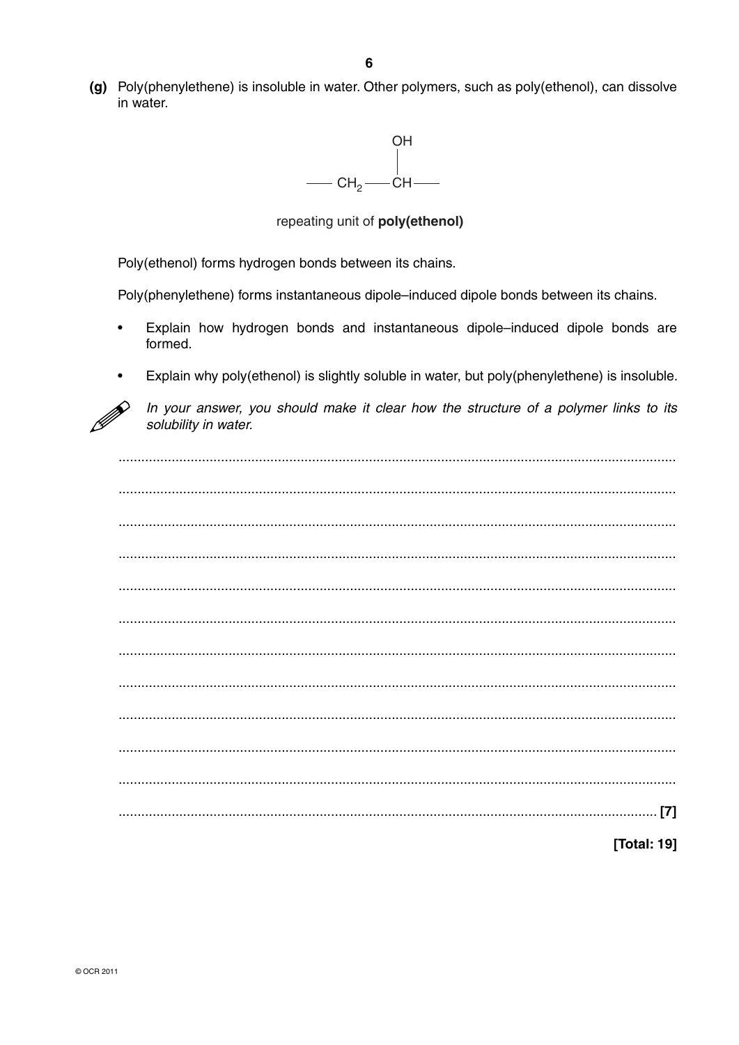**(g)** Poly(phenylethene) is insoluble in water. Other polymers, such as poly(ethenol), can dissolve in water.

$$
\begin{array}{c}
\quad\quad\;\; OH \\
\quad\quad\;\; | \\
- CH_2 - CH -
\end{array}
$$

repeating unit of **poly(ethenol)**

Poly(ethenol) forms hydrogen bonds between its chains.

Poly(phenylethene) forms instantaneous dipole–induced dipole bonds between its chains.

- Explain how hydrogen bonds and instantaneous dipole–induced dipole bonds are formed.
- Explain why poly(ethenol) is slightly soluble in water, but poly(phenylethene) is insoluble.

*In your answer, you should make it clear how the structure of a polymer links to its solubility in water.*

..........................................................................................................................................

..........................................................................................................................................

..........................................................................................................................................

..........................................................................................................................................

..........................................................................................................................................

..........................................................................................................................................

..........................................................................................................................................

..........................................................................................................................................

..........................................................................................................................................

..........................................................................................................................................

..........................................................................................................................................

.................................................................................................................................... [7]

**[Total: 19]**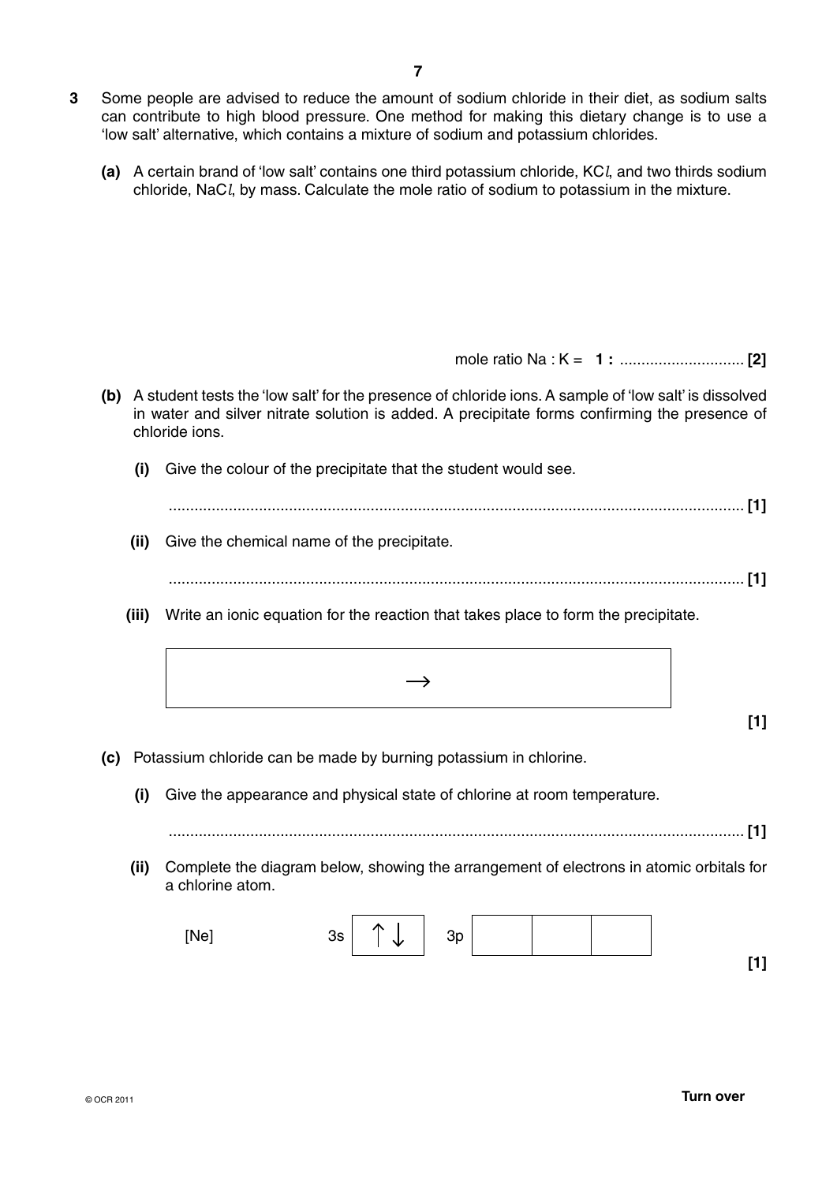**3** Some people are advised to reduce the amount of sodium chloride in their diet, as sodium salts can contribute to high blood pressure. One method for making this dietary change is to use a 'low salt' alternative, which contains a mixture of sodium and potassium chlorides.

**(a)** A certain brand of 'low salt' contains one third potassium chloride, $KCl$, and two thirds sodium chloride, $NaCl$, by mass. Calculate the mole ratio of sodium to potassium in the mixture.

mole ratio Na : K = **1 :** ............................ **[2]**

**(b)** A student tests the 'low salt' for the presence of chloride ions. A sample of 'low salt' is dissolved in water and silver nitrate solution is added. A precipitate forms confirming the presence of chloride ions.

**(i)** Give the colour of the precipitate that the student would see.

.................................................................................................................................... **[1]**

**(ii)** Give the chemical name of the precipitate.

.................................................................................................................................... **[1]**

**(iii)** Write an ionic equation for the reaction that takes place to form the precipitate.

$$\longrightarrow$$

**[1]**

**(c)** Potassium chloride can be made by burning potassium in chlorine.

**(i)** Give the appearance and physical state of chlorine at room temperature.

.................................................................................................................................... **[1]**

**(ii)** Complete the diagram below, showing the arrangement of electrons in atomic orbitals for a chlorine atom.

[Ne] 3s [ ↑↓ ] 3p [ ] [ ] [ ]

**[1]**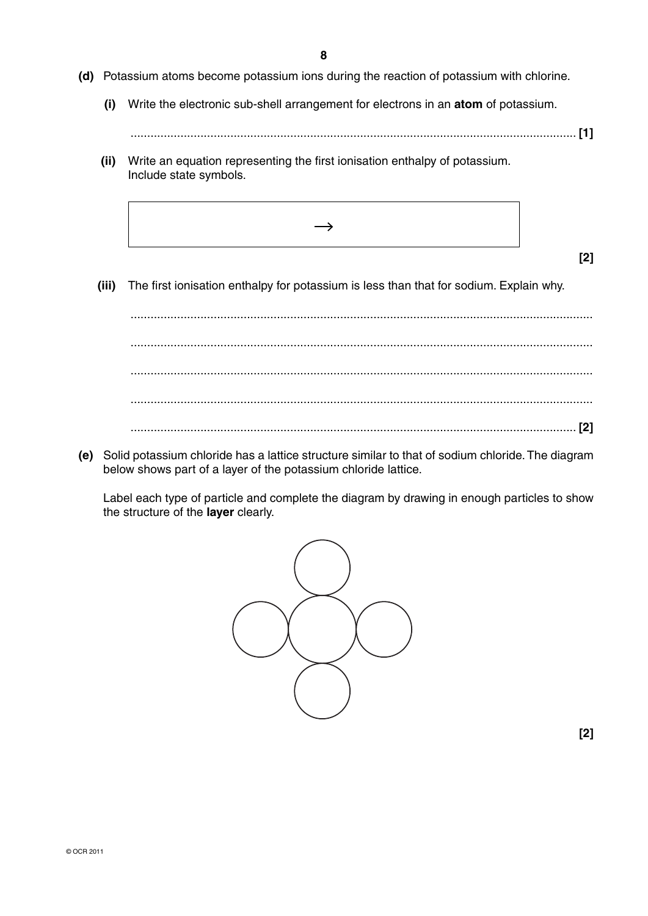**(d)** Potassium atoms become potassium ions during the reaction of potassium with chlorine.

**(i)** Write the electronic sub-shell arrangement for electrons in an **atom** of potassium.

........................................................................................................................................ **[1]**

**(ii)** Write an equation representing the first ionisation enthalpy of potassium. Include state symbols.

$$\rightarrow$$

**[2]**

**(iii)** The first ionisation enthalpy for potassium is less than that for sodium. Explain why.

..............................................................................................................................................

..............................................................................................................................................

..............................................................................................................................................

..............................................................................................................................................

........................................................................................................................................ **[2]**

**(e)** Solid potassium chloride has a lattice structure similar to that of sodium chloride. The diagram below shows part of a layer of the potassium chloride lattice.

Label each type of particle and complete the diagram by drawing in enough particles to show the structure of the **layer** clearly.

**[2]**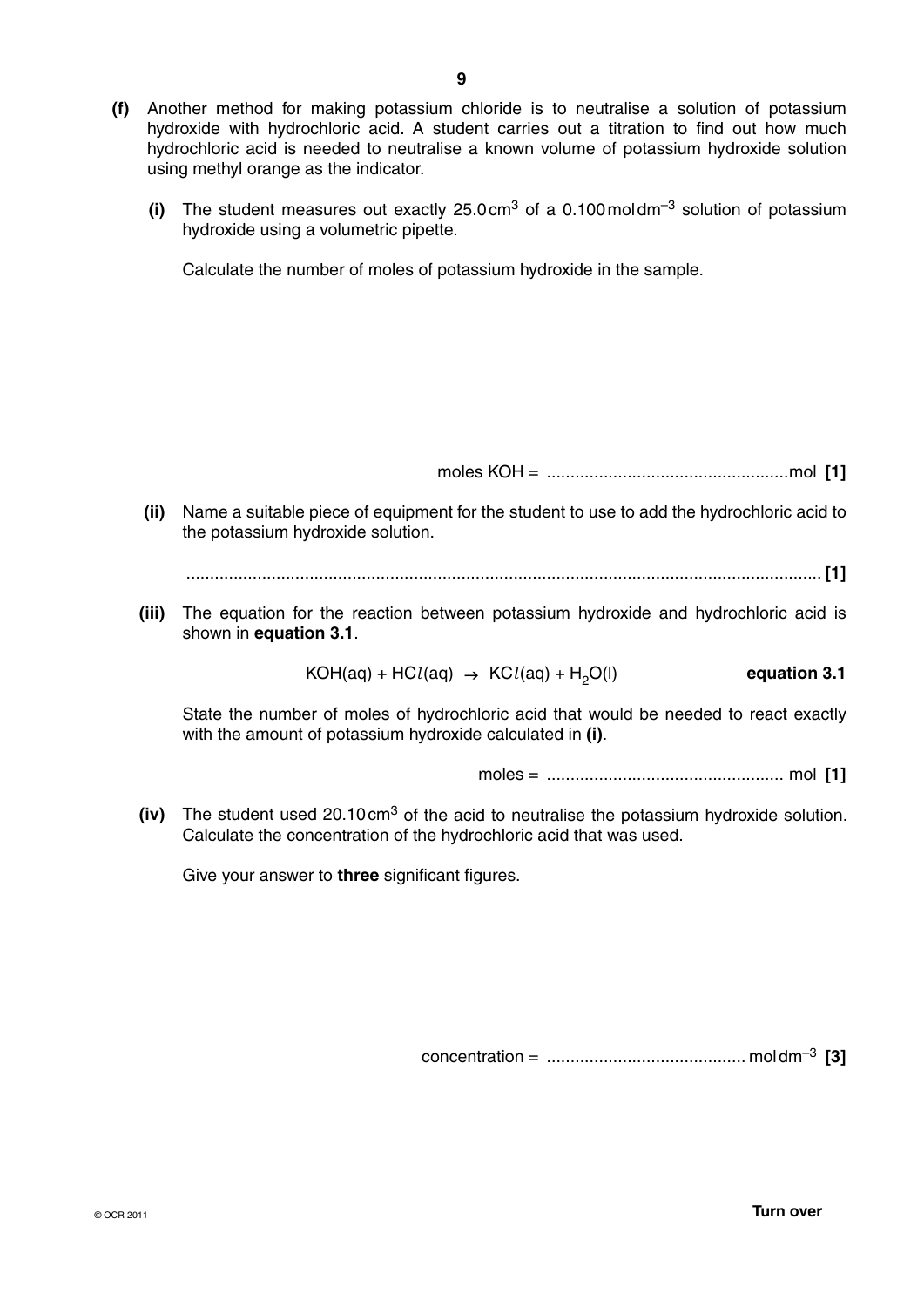**(f)** Another method for making potassium chloride is to neutralise a solution of potassium hydroxide with hydrochloric acid. A student carries out a titration to find out how much hydrochloric acid is needed to neutralise a known volume of potassium hydroxide solution using methyl orange as the indicator.

**(i)** The student measures out exactly $25.0\,cm^3$ of a $0.100\,mol\,dm^{-3}$ solution of potassium hydroxide using a volumetric pipette.

Calculate the number of moles of potassium hydroxide in the sample.

moles KOH = ................................................... mol **[1]**

**(ii)** Name a suitable piece of equipment for the student to use to add the hydrochloric acid to the potassium hydroxide solution.

...................................................................................................................................... **[1]**

**(iii)** The equation for the reaction between potassium hydroxide and hydrochloric acid is shown in **equation 3.1**.

$$KOH(aq) + HCl(aq) \rightarrow KCl(aq) + H_2O(l)$$ **equation 3.1**

State the number of moles of hydrochloric acid that would be needed to react exactly with the amount of potassium hydroxide calculated in **(i)**.

moles = .................................................. mol **[1]**

**(iv)** The student used $20.10\,cm^3$ of the acid to neutralise the potassium hydroxide solution. Calculate the concentration of the hydrochloric acid that was used.

Give your answer to **three** significant figures.

concentration = .......................................... $mol\,dm^{-3}$ **[3]**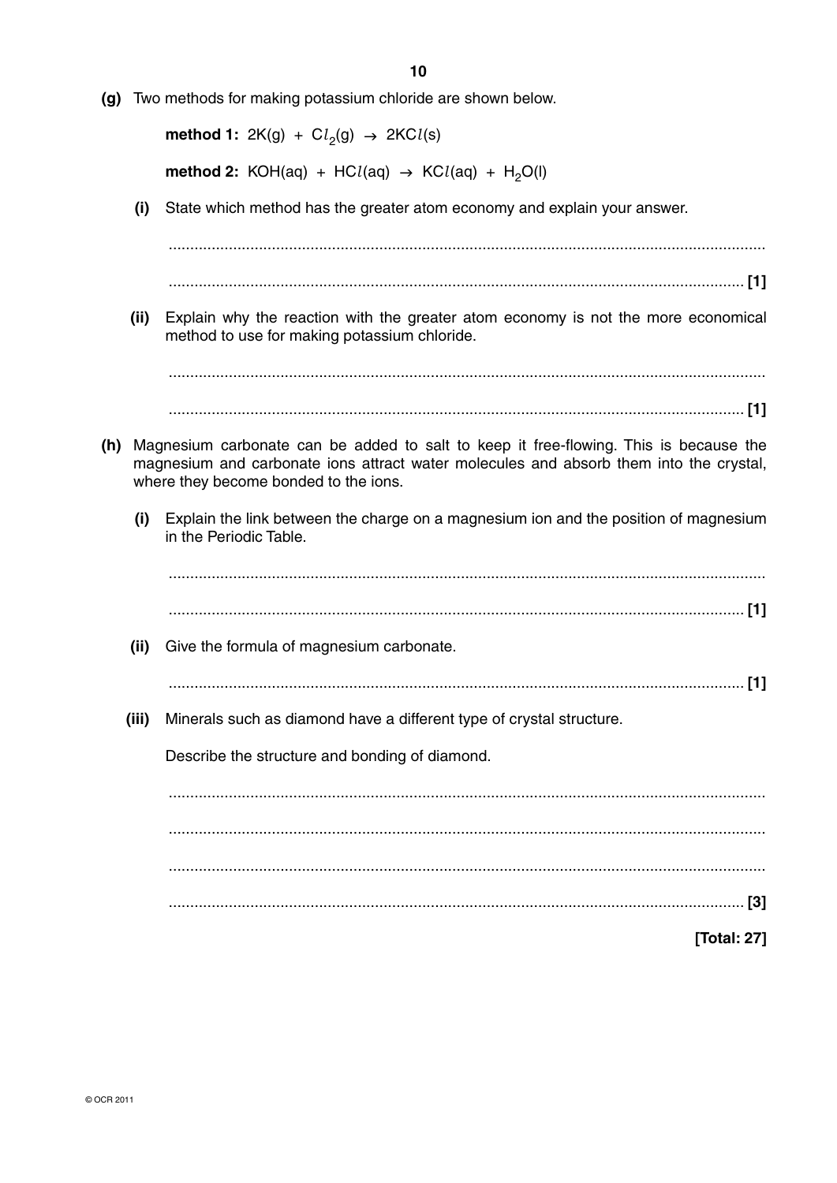**(g)** Two methods for making potassium chloride are shown below.

**method 1:** $2K(g) + Cl_2(g) \rightarrow 2KCl(s)$

**method 2:** $KOH(aq) + HCl(aq) \rightarrow KCl(aq) + H_2O(l)$

**(i)** State which method has the greater atom economy and explain your answer.

..........................................................................................................................................

.................................................................................................................................... [1]

**(ii)** Explain why the reaction with the greater atom economy is not the more economical method to use for making potassium chloride.

..........................................................................................................................................

.................................................................................................................................... [1]

**(h)** Magnesium carbonate can be added to salt to keep it free-flowing. This is because the magnesium and carbonate ions attract water molecules and absorb them into the crystal, where they become bonded to the ions.

**(i)** Explain the link between the charge on a magnesium ion and the position of magnesium in the Periodic Table.

..........................................................................................................................................

.................................................................................................................................... [1]

**(ii)** Give the formula of magnesium carbonate.

.................................................................................................................................... [1]

**(iii)** Minerals such as diamond have a different type of crystal structure.

Describe the structure and bonding of diamond.

..........................................................................................................................................

..........................................................................................................................................

..........................................................................................................................................

.................................................................................................................................... [3]

**[Total: 27]**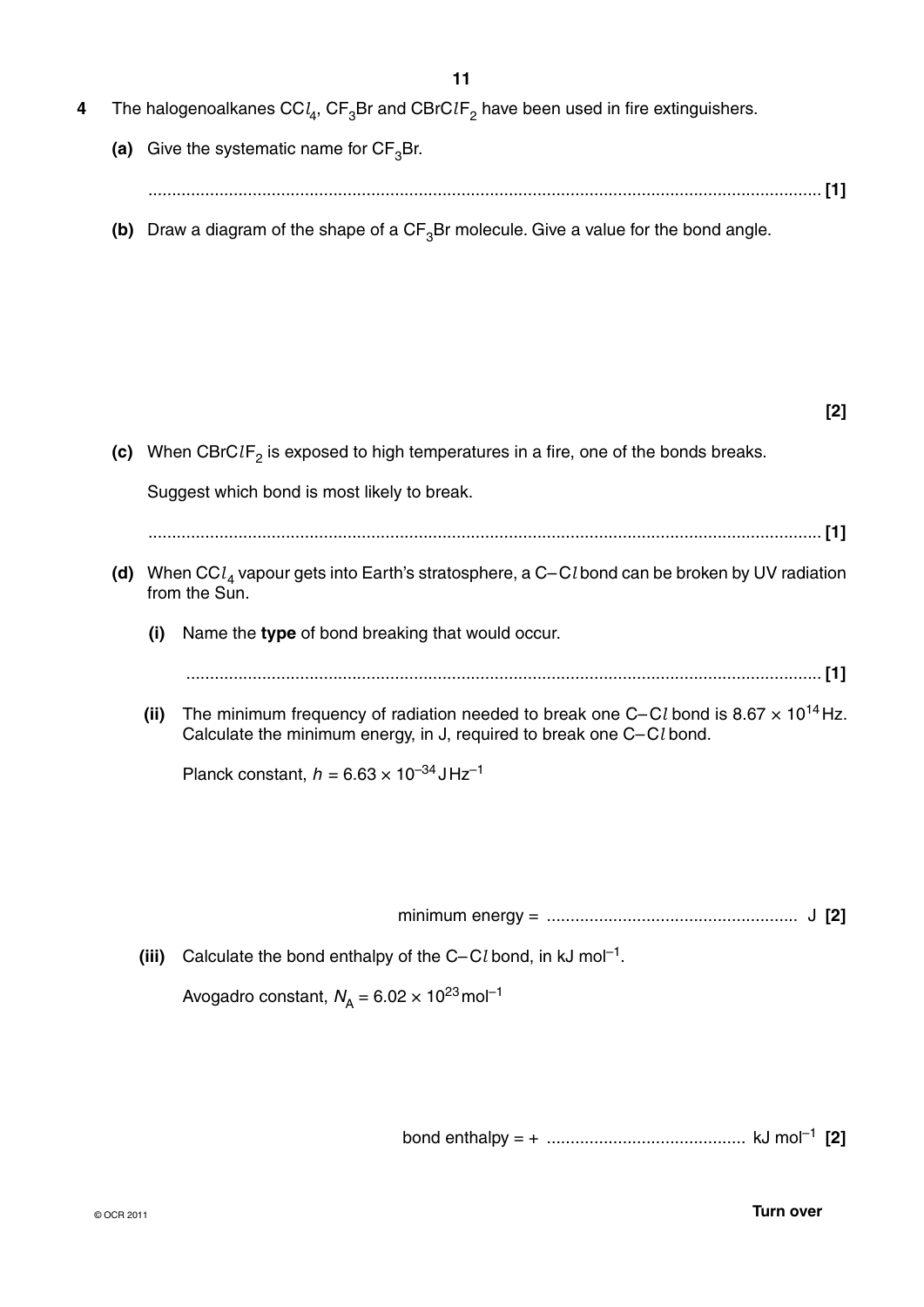**4** The halogenoalkanes $CCl_4$, $CF_3Br$ and $CBrClF_2$ have been used in fire extinguishers.

**(a)** Give the systematic name for $CF_3Br$.

............................................................................................................................................ **[1]**

**(b)** Draw a diagram of the shape of a $CF_3Br$ molecule. Give a value for the bond angle.

**[2]**

**(c)** When $CBrClF_2$ is exposed to high temperatures in a fire, one of the bonds breaks.

Suggest which bond is most likely to break.

............................................................................................................................................ **[1]**

**(d)** When $CCl_4$ vapour gets into Earth's stratosphere, a C–Cl bond can be broken by UV radiation from the Sun.

**(i)** Name the **type** of bond breaking that would occur.

............................................................................................................................................ **[1]**

**(ii)** The minimum frequency of radiation needed to break one C–Cl bond is $8.67 \times 10^{14}$ Hz. Calculate the minimum energy, in J, required to break one C–Cl bond.

Planck constant, $h = 6.63 \times 10^{-34}$ J Hz$^{-1}$

minimum energy = ..................................................... J **[2]**

**(iii)** Calculate the bond enthalpy of the C–Cl bond, in kJ mol$^{-1}$.

Avogadro constant, $N_A = 6.02 \times 10^{23}$ mol$^{-1}$

bond enthalpy = + .......................................... kJ mol$^{-1}$ **[2]**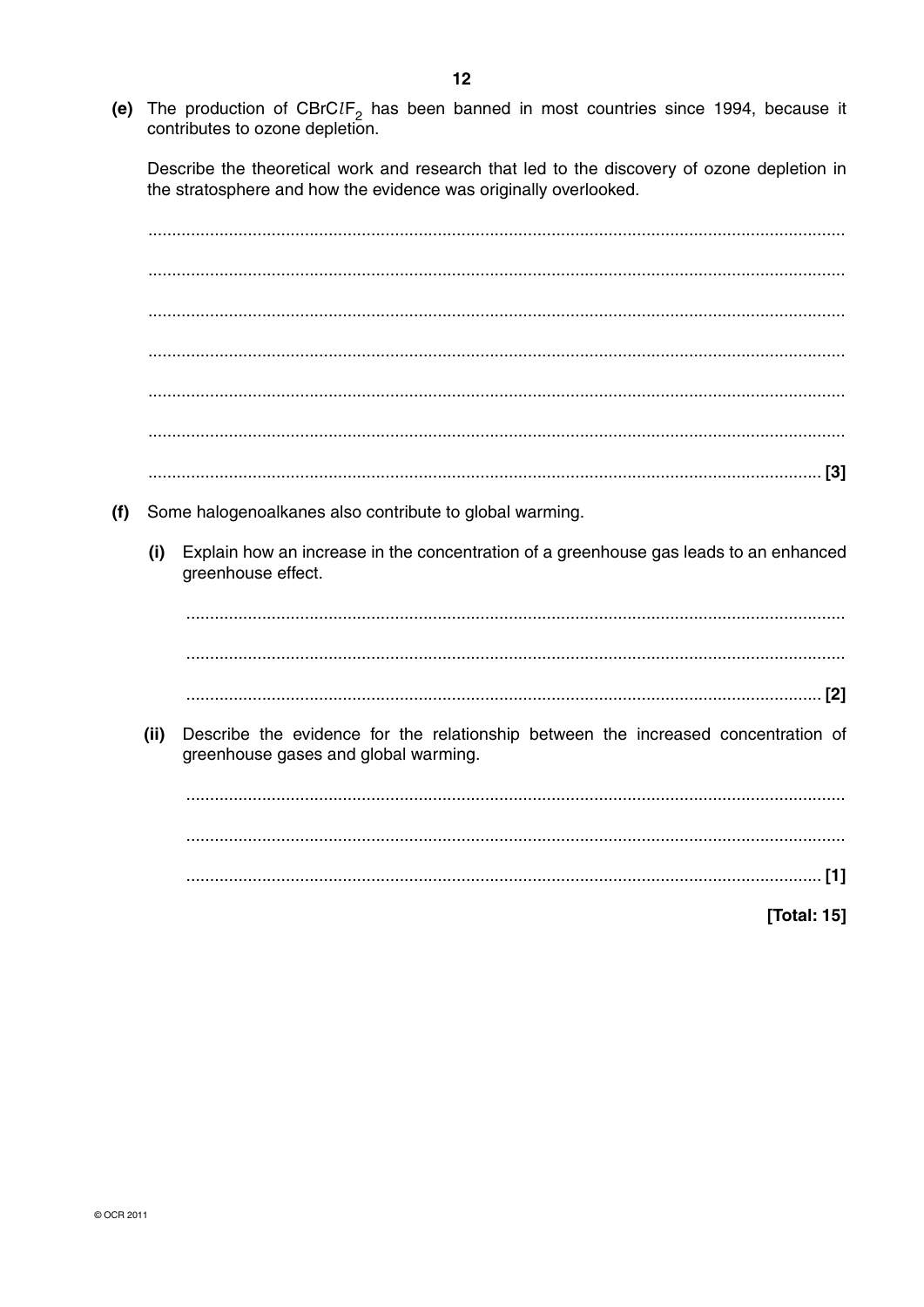**(e)** The production of $CBrClF_2$ has been banned in most countries since 1994, because it contributes to ozone depletion.

Describe the theoretical work and research that led to the discovery of ozone depletion in the stratosphere and how the evidence was originally overlooked.

..........................................................................................................................................

..........................................................................................................................................

..........................................................................................................................................

..........................................................................................................................................

..........................................................................................................................................

..........................................................................................................................................

.......................................................................................................................................... [3]

**(f)** Some halogenoalkanes also contribute to global warming.

**(i)** Explain how an increase in the concentration of a greenhouse gas leads to an enhanced greenhouse effect.

..........................................................................................................................................

..........................................................................................................................................

.......................................................................................................................................... [2]

**(ii)** Describe the evidence for the relationship between the increased concentration of greenhouse gases and global warming.

..........................................................................................................................................

..........................................................................................................................................

.......................................................................................................................................... [1]

**[Total: 15]**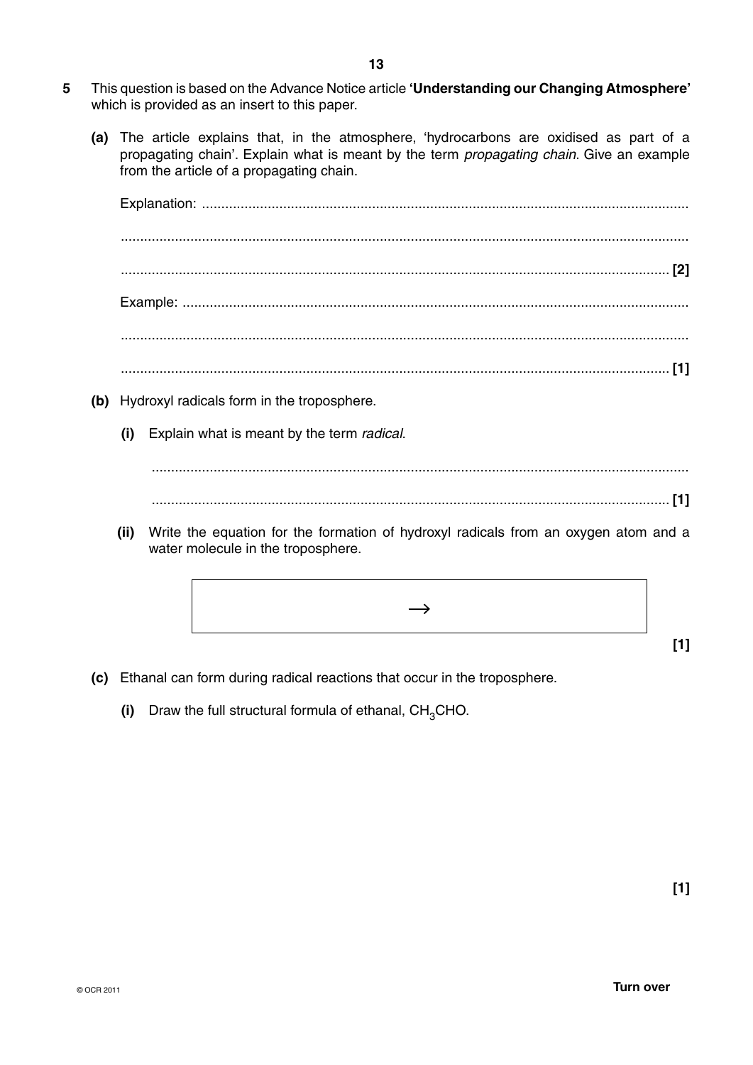**5** This question is based on the Advance Notice article **'Understanding our Changing Atmosphere'** which is provided as an insert to this paper.

**(a)** The article explains that, in the atmosphere, 'hydrocarbons are oxidised as part of a propagating chain'. Explain what is meant by the term *propagating chain*. Give an example from the article of a propagating chain.

Explanation: ..............................................................................................................................

..............................................................................................................................................

.............................................................................................................................................. **[2]**

Example: ..................................................................................................................................

..............................................................................................................................................

.............................................................................................................................................. **[1]**

**(b)** Hydroxyl radicals form in the troposphere.

**(i)** Explain what is meant by the term *radical*.

..............................................................................................................................................

.............................................................................................................................................. **[1]**

**(ii)** Write the equation for the formation of hydroxyl radicals from an oxygen atom and a water molecule in the troposphere.

| $\rightarrow$ |
|---|

**[1]**

**(c)** Ethanal can form during radical reactions that occur in the troposphere.

**(i)** Draw the full structural formula of ethanal, $CH_3CHO$.

**[1]**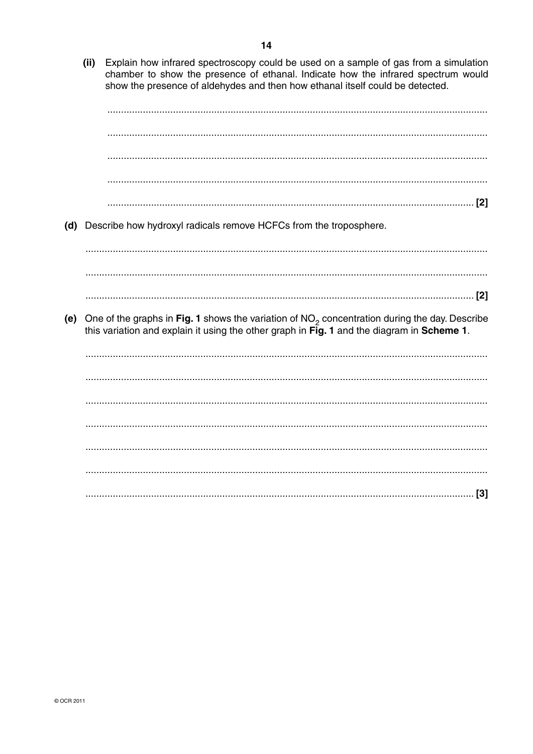(ii) Explain how infrared spectroscopy could be used on a sample of gas from a simulation chamber to show the presence of ethanal. Indicate how the infrared spectrum would show the presence of aldehydes and then how ethanal itself could be detected.

...........................................................................................................................................

...........................................................................................................................................

...........................................................................................................................................

...........................................................................................................................................

...................................................................................................................................... [2]

**(d)** Describe how hydroxyl radicals remove HCFCs from the troposphere.

...........................................................................................................................................

...........................................................................................................................................

...................................................................................................................................... [2]

**(e)** One of the graphs in **Fig. 1** shows the variation of $NO_2$ concentration during the day. Describe this variation and explain it using the other graph in **Fig. 1** and the diagram in **Scheme 1**.

...........................................................................................................................................

...........................................................................................................................................

...........................................................................................................................................

...........................................................................................................................................

...........................................................................................................................................

...........................................................................................................................................

...................................................................................................................................... [3]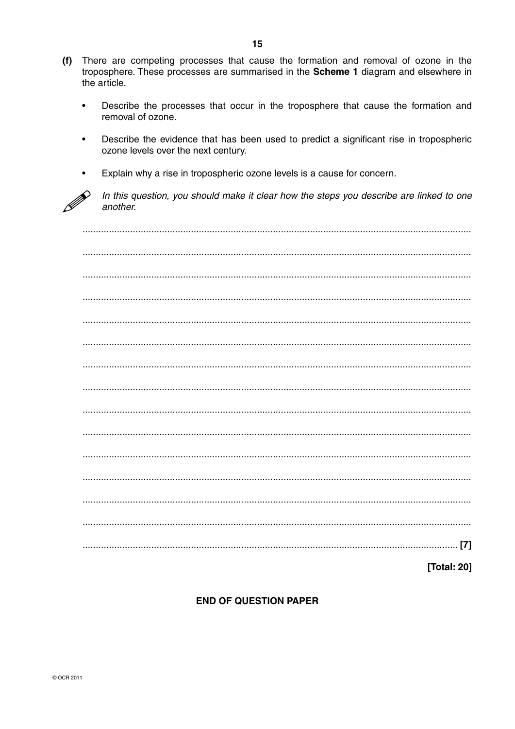**(f)** There are competing processes that cause the formation and removal of ozone in the troposphere. These processes are summarised in the **Scheme 1** diagram and elsewhere in the article.

- Describe the processes that occur in the troposphere that cause the formation and removal of ozone.
- Describe the evidence that has been used to predict a significant rise in tropospheric ozone levels over the next century.
- Explain why a rise in tropospheric ozone levels is a cause for concern.

*In this question, you should make it clear how the steps you describe are linked to one another.*

..................................................................................................................................................

..................................................................................................................................................

..................................................................................................................................................

..................................................................................................................................................

..................................................................................................................................................

..................................................................................................................................................

..................................................................................................................................................

..................................................................................................................................................

..................................................................................................................................................

..................................................................................................................................................

..................................................................................................................................................

..................................................................................................................................................

..................................................................................................................................................

..................................................................................................................................................

.............................................................................................................................................. [7]

**[Total: 20]**

**END OF QUESTION PAPER**

© OCR 2011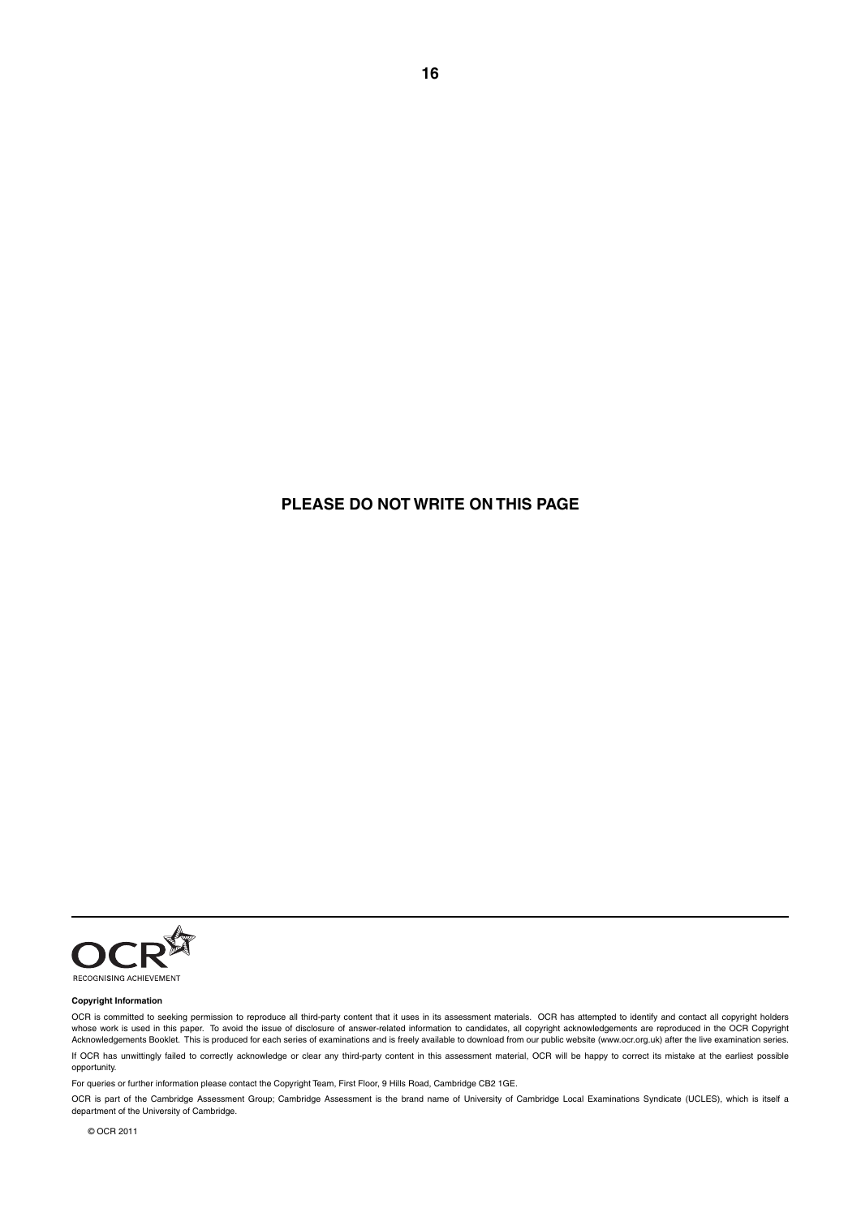**PLEASE DO NOT WRITE ON THIS PAGE**

OCR
RECOGNISING ACHIEVEMENT

**Copyright Information**

OCR is committed to seeking permission to reproduce all third-party content that it uses in its assessment materials. OCR has attempted to identify and contact all copyright holders whose work is used in this paper. To avoid the issue of disclosure of answer-related information to candidates, all copyright acknowledgements are reproduced in the OCR Copyright Acknowledgements Booklet. This is produced for each series of examinations and is freely available to download from our public website (www.ocr.org.uk) after the live examination series.

If OCR has unwittingly failed to correctly acknowledge or clear any third-party content in this assessment material, OCR will be happy to correct its mistake at the earliest possible opportunity.

For queries or further information please contact the Copyright Team, First Floor, 9 Hills Road, Cambridge CB2 1GE.

OCR is part of the Cambridge Assessment Group; Cambridge Assessment is the brand name of University of Cambridge Local Examinations Syndicate (UCLES), which is itself a department of the University of Cambridge.

© OCR 2011